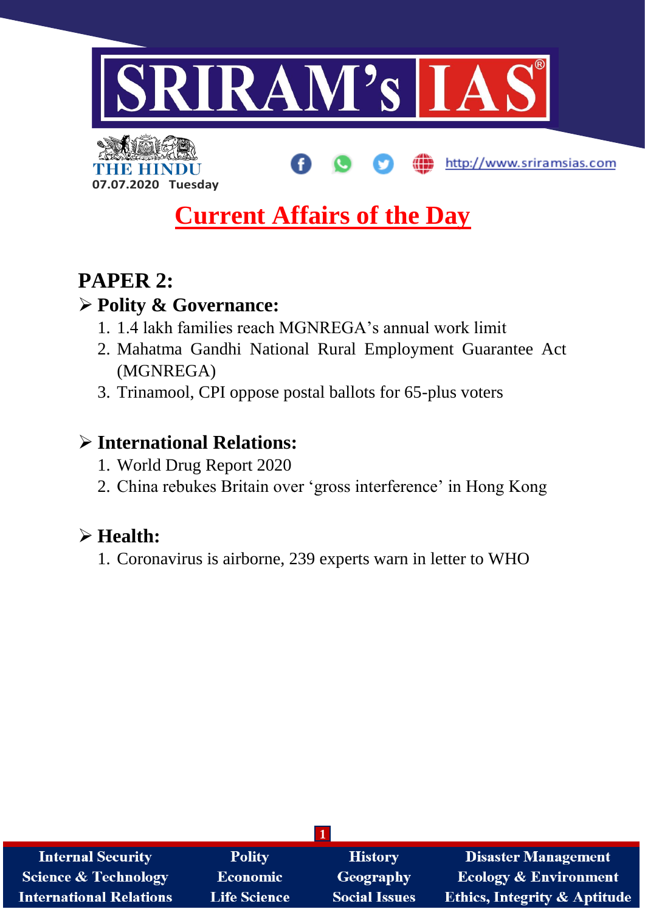# SRIRAM's IAS

THE HINDU

07.07.2020 Tuesday

http://www.sriramsias.com

## Current Affairs of the Day

## PAPER 2:

### ➢ Polity & Governance:

1. 1.4 lakh families reach MGNREGA's annual work limit
2. Mahatma Gandhi National Rural Employment Guarantee Act (MGNREGA)
3. Trinamool, CPI oppose postal ballots for 65-plus voters

### ➢ International Relations:

1. World Drug Report 2020
2. China rebukes Britain over 'gross interference' in Hong Kong

### ➢ Health:

1. Coronavirus is airborne, 239 experts warn in letter to WHO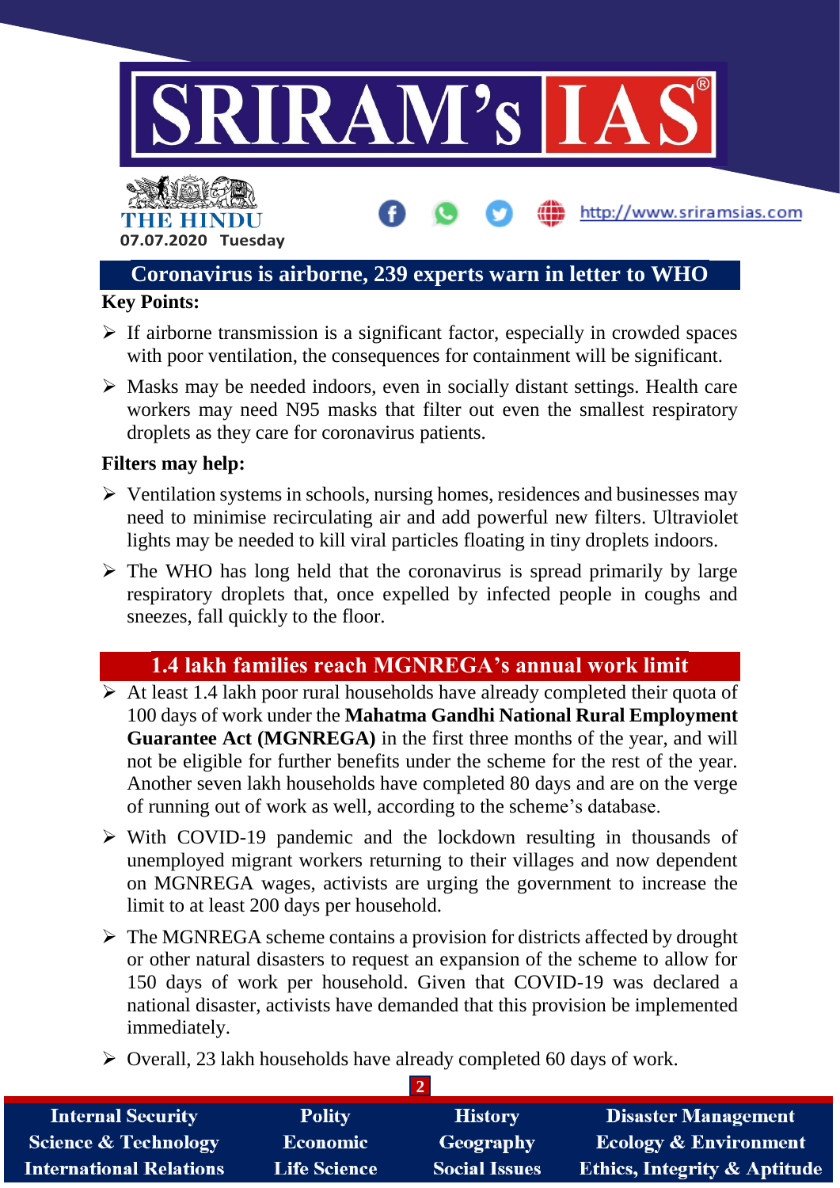## Coronavirus is airborne, 239 experts warn in letter to WHO

**Key Points:**

- If airborne transmission is a significant factor, especially in crowded spaces with poor ventilation, the consequences for containment will be significant.
- Masks may be needed indoors, even in socially distant settings. Health care workers may need N95 masks that filter out even the smallest respiratory droplets as they care for coronavirus patients.

**Filters may help:**

- Ventilation systems in schools, nursing homes, residences and businesses may need to minimise recirculating air and add powerful new filters. Ultraviolet lights may be needed to kill viral particles floating in tiny droplets indoors.
- The WHO has long held that the coronavirus is spread primarily by large respiratory droplets that, once expelled by infected people in coughs and sneezes, fall quickly to the floor.

## 1.4 lakh families reach MGNREGA's annual work limit

- At least 1.4 lakh poor rural households have already completed their quota of 100 days of work under the **Mahatma Gandhi National Rural Employment Guarantee Act (MGNREGA)** in the first three months of the year, and will not be eligible for further benefits under the scheme for the rest of the year. Another seven lakh households have completed 80 days and are on the verge of running out of work as well, according to the scheme's database.
- With COVID-19 pandemic and the lockdown resulting in thousands of unemployed migrant workers returning to their villages and now dependent on MGNREGA wages, activists are urging the government to increase the limit to at least 200 days per household.
- The MGNREGA scheme contains a provision for districts affected by drought or other natural disasters to request an expansion of the scheme to allow for 150 days of work per household. Given that COVID-19 was declared a national disaster, activists have demanded that this provision be implemented immediately.
- Overall, 23 lakh households have already completed 60 days of work.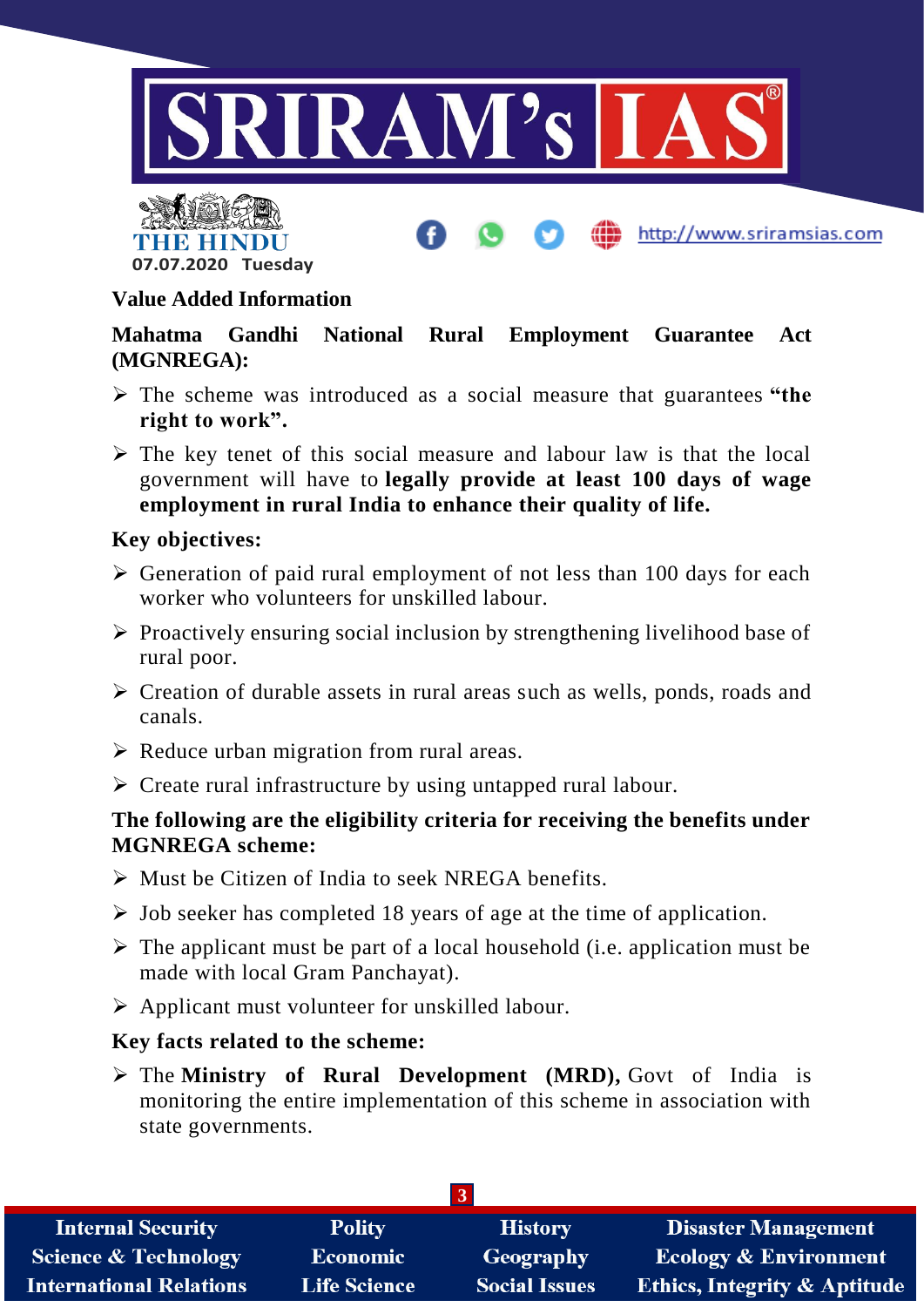### Value Added Information

**Mahatma Gandhi National Rural Employment Guarantee Act (MGNREGA):**

- The scheme was introduced as a social measure that guarantees **"the right to work".**
- The key tenet of this social measure and labour law is that the local government will have to **legally provide at least 100 days of wage employment in rural India to enhance their quality of life.**

**Key objectives:**

- Generation of paid rural employment of not less than 100 days for each worker who volunteers for unskilled labour.
- Proactively ensuring social inclusion by strengthening livelihood base of rural poor.
- Creation of durable assets in rural areas such as wells, ponds, roads and canals.
- Reduce urban migration from rural areas.
- Create rural infrastructure by using untapped rural labour.

**The following are the eligibility criteria for receiving the benefits under MGNREGA scheme:**

- Must be Citizen of India to seek NREGA benefits.
- Job seeker has completed 18 years of age at the time of application.
- The applicant must be part of a local household (i.e. application must be made with local Gram Panchayat).
- Applicant must volunteer for unskilled labour.

**Key facts related to the scheme:**

- The **Ministry of Rural Development (MRD),** Govt of India is monitoring the entire implementation of this scheme in association with state governments.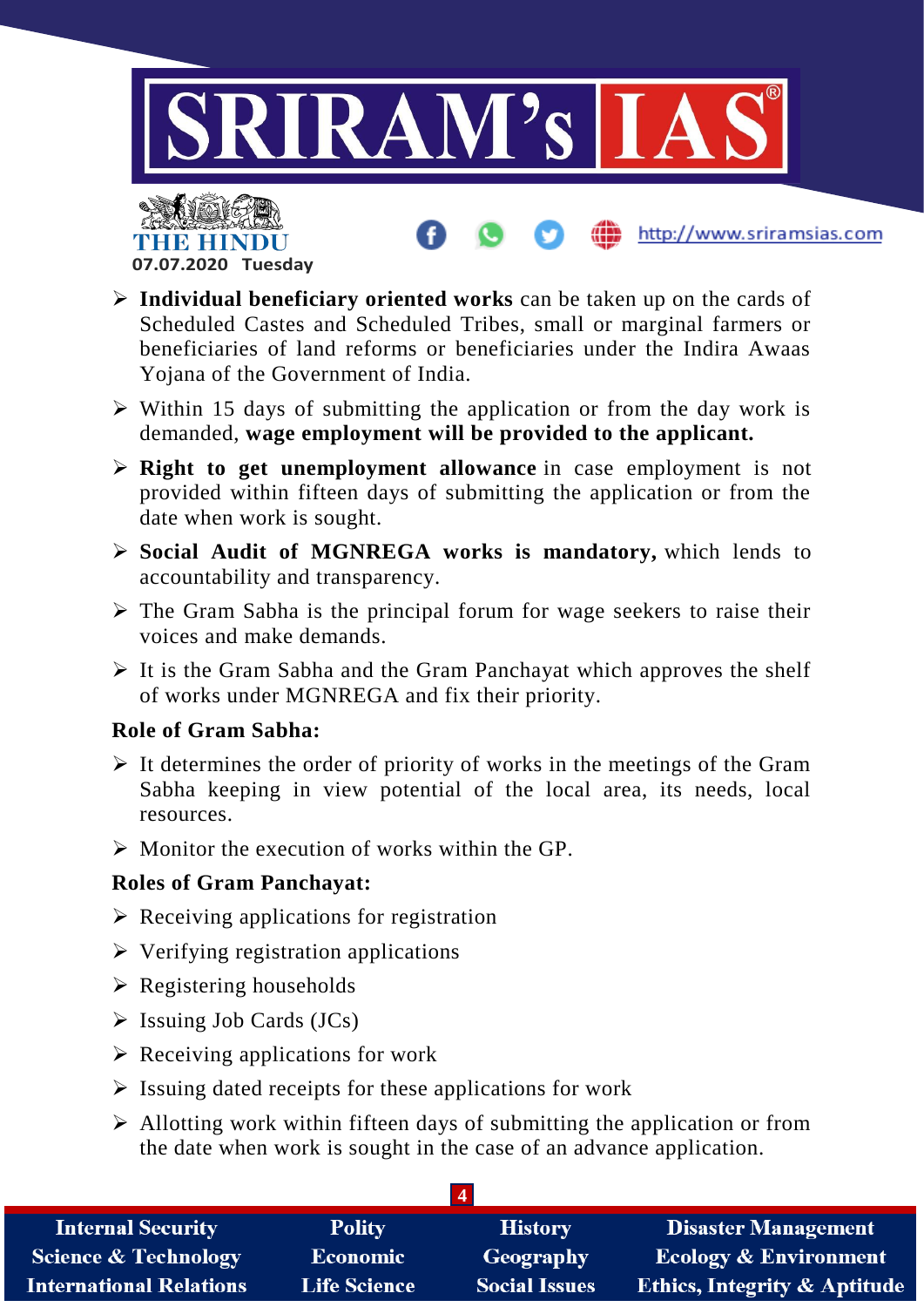- **Individual beneficiary oriented works** can be taken up on the cards of Scheduled Castes and Scheduled Tribes, small or marginal farmers or beneficiaries of land reforms or beneficiaries under the Indira Awaas Yojana of the Government of India.
- Within 15 days of submitting the application or from the day work is demanded, **wage employment will be provided to the applicant.**
- **Right to get unemployment allowance** in case employment is not provided within fifteen days of submitting the application or from the date when work is sought.
- **Social Audit of MGNREGA works is mandatory,** which lends to accountability and transparency.
- The Gram Sabha is the principal forum for wage seekers to raise their voices and make demands.
- It is the Gram Sabha and the Gram Panchayat which approves the shelf of works under MGNREGA and fix their priority.

**Role of Gram Sabha:**

- It determines the order of priority of works in the meetings of the Gram Sabha keeping in view potential of the local area, its needs, local resources.
- Monitor the execution of works within the GP.

**Roles of Gram Panchayat:**

- Receiving applications for registration
- Verifying registration applications
- Registering households
- Issuing Job Cards (JCs)
- Receiving applications for work
- Issuing dated receipts for these applications for work
- Allotting work within fifteen days of submitting the application or from the date when work is sought in the case of an advance application.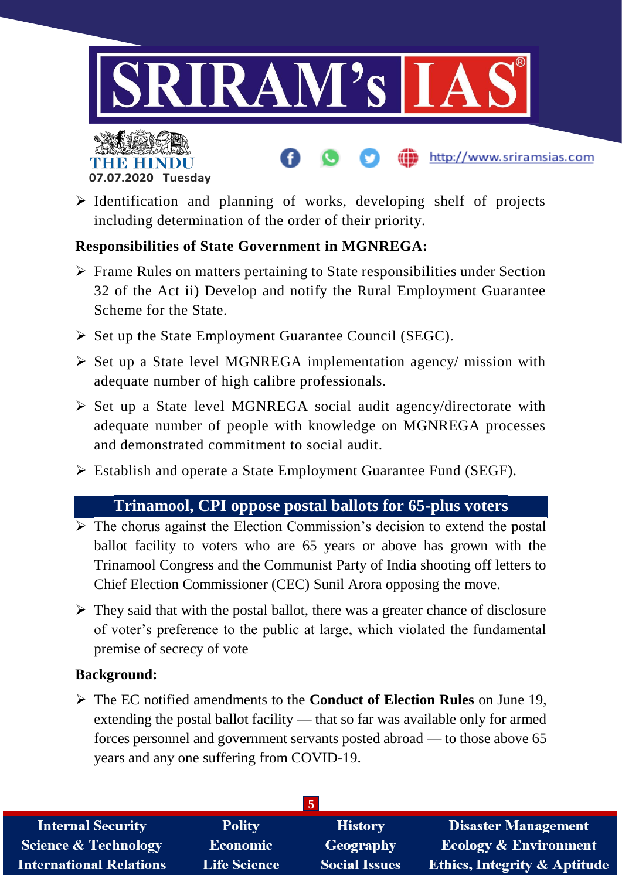- Identification and planning of works, developing shelf of projects including determination of the order of their priority.

**Responsibilities of State Government in MGNREGA:**

- Frame Rules on matters pertaining to State responsibilities under Section 32 of the Act ii) Develop and notify the Rural Employment Guarantee Scheme for the State.
- Set up the State Employment Guarantee Council (SEGC).
- Set up a State level MGNREGA implementation agency/ mission with adequate number of high calibre professionals.
- Set up a State level MGNREGA social audit agency/directorate with adequate number of people with knowledge on MGNREGA processes and demonstrated commitment to social audit.
- Establish and operate a State Employment Guarantee Fund (SEGF).

## Trinamool, CPI oppose postal ballots for 65-plus voters

- The chorus against the Election Commission's decision to extend the postal ballot facility to voters who are 65 years or above has grown with the Trinamool Congress and the Communist Party of India shooting off letters to Chief Election Commissioner (CEC) Sunil Arora opposing the move.
- They said that with the postal ballot, there was a greater chance of disclosure of voter's preference to the public at large, which violated the fundamental premise of secrecy of vote

**Background:**

- The EC notified amendments to the **Conduct of Election Rules** on June 19, extending the postal ballot facility — that so far was available only for armed forces personnel and government servants posted abroad — to those above 65 years and any one suffering from COVID-19.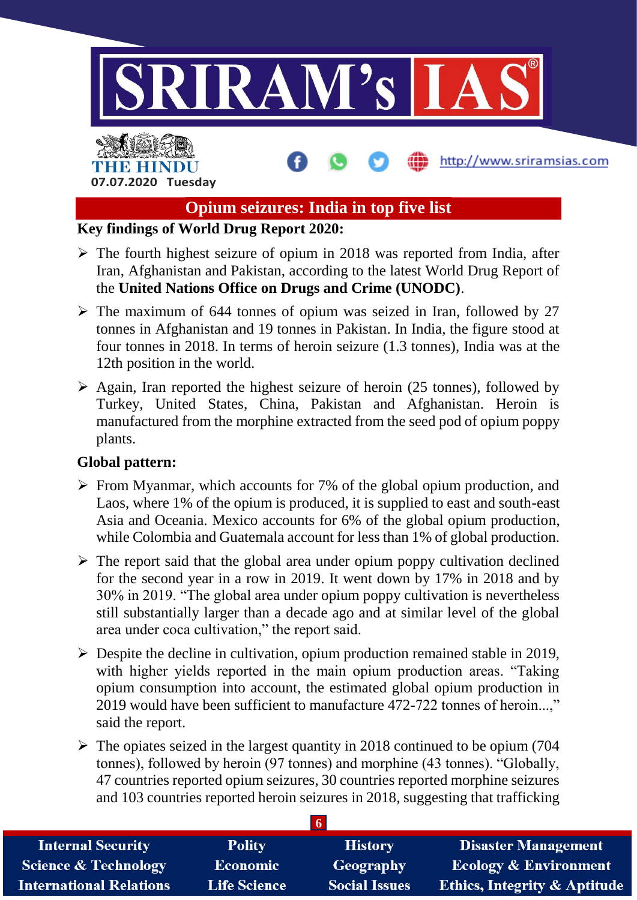## Opium seizures: India in top five list

**Key findings of World Drug Report 2020:**

- The fourth highest seizure of opium in 2018 was reported from India, after Iran, Afghanistan and Pakistan, according to the latest World Drug Report of the **United Nations Office on Drugs and Crime (UNODC)**.
- The maximum of 644 tonnes of opium was seized in Iran, followed by 27 tonnes in Afghanistan and 19 tonnes in Pakistan. In India, the figure stood at four tonnes in 2018. In terms of heroin seizure (1.3 tonnes), India was at the 12th position in the world.
- Again, Iran reported the highest seizure of heroin (25 tonnes), followed by Turkey, United States, China, Pakistan and Afghanistan. Heroin is manufactured from the morphine extracted from the seed pod of opium poppy plants.

**Global pattern:**

- From Myanmar, which accounts for 7% of the global opium production, and Laos, where 1% of the opium is produced, it is supplied to east and south-east Asia and Oceania. Mexico accounts for 6% of the global opium production, while Colombia and Guatemala account for less than 1% of global production.
- The report said that the global area under opium poppy cultivation declined for the second year in a row in 2019. It went down by 17% in 2018 and by 30% in 2019. "The global area under opium poppy cultivation is nevertheless still substantially larger than a decade ago and at similar level of the global area under coca cultivation," the report said.
- Despite the decline in cultivation, opium production remained stable in 2019, with higher yields reported in the main opium production areas. "Taking opium consumption into account, the estimated global opium production in 2019 would have been sufficient to manufacture 472-722 tonnes of heroin...," said the report.
- The opiates seized in the largest quantity in 2018 continued to be opium (704 tonnes), followed by heroin (97 tonnes) and morphine (43 tonnes). "Globally, 47 countries reported opium seizures, 30 countries reported morphine seizures and 103 countries reported heroin seizures in 2018, suggesting that trafficking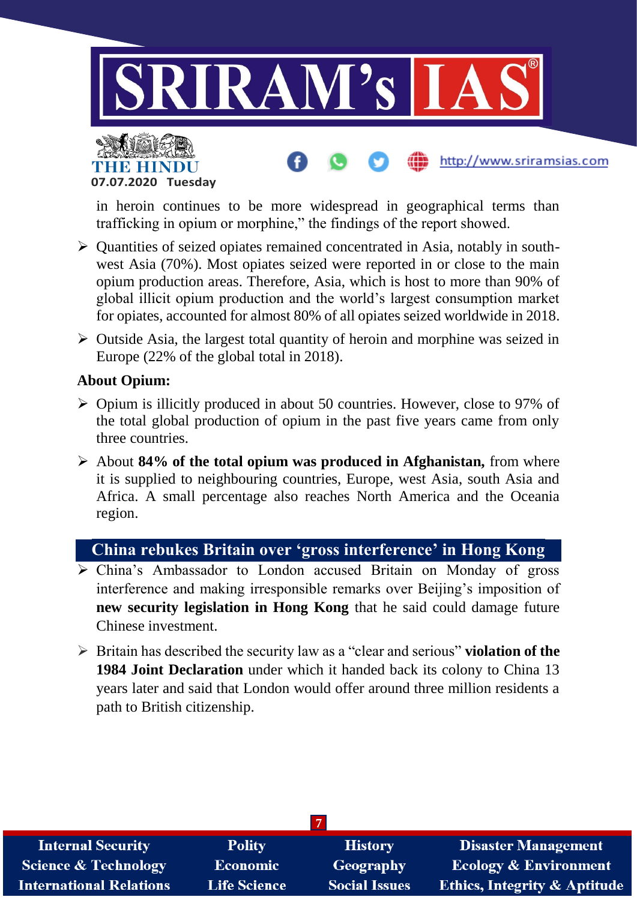in heroin continues to be more widespread in geographical terms than trafficking in opium or morphine," the findings of the report showed.

- Quantities of seized opiates remained concentrated in Asia, notably in south-west Asia (70%). Most opiates seized were reported in or close to the main opium production areas. Therefore, Asia, which is host to more than 90% of global illicit opium production and the world's largest consumption market for opiates, accounted for almost 80% of all opiates seized worldwide in 2018.
- Outside Asia, the largest total quantity of heroin and morphine was seized in Europe (22% of the global total in 2018).

**About Opium:**

- Opium is illicitly produced in about 50 countries. However, close to 97% of the total global production of opium in the past five years came from only three countries.
- About **84% of the total opium was produced in Afghanistan,** from where it is supplied to neighbouring countries, Europe, west Asia, south Asia and Africa. A small percentage also reaches North America and the Oceania region.

## China rebukes Britain over 'gross interference' in Hong Kong

- China's Ambassador to London accused Britain on Monday of gross interference and making irresponsible remarks over Beijing's imposition of **new security legislation in Hong Kong** that he said could damage future Chinese investment.
- Britain has described the security law as a "clear and serious" **violation of the 1984 Joint Declaration** under which it handed back its colony to China 13 years later and said that London would offer around three million residents a path to British citizenship.